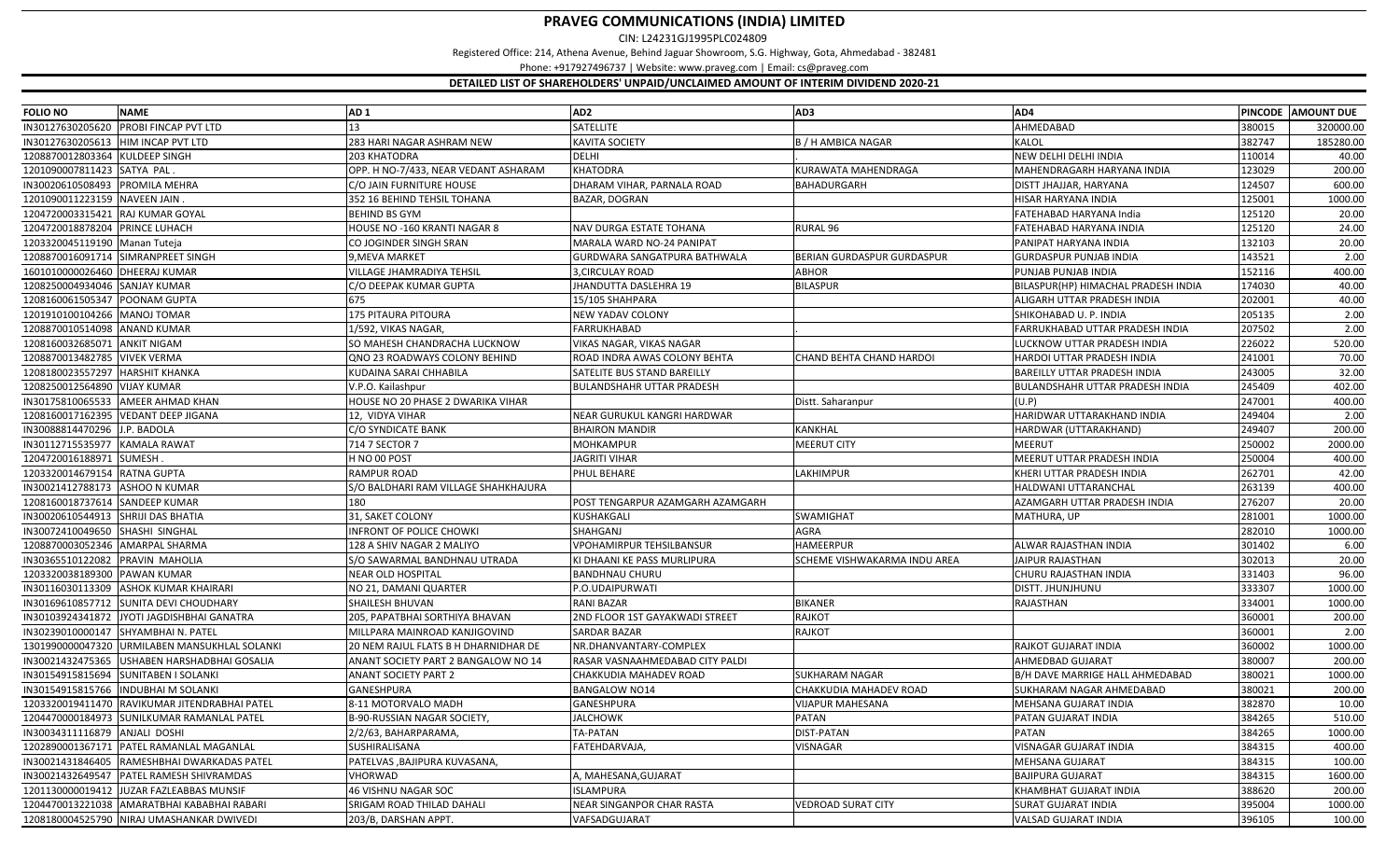# PRAVEG COMMUNICATIONS (INDIA) LIMITED

CIN: L24231GJ1995PLC024809

Registered Office: 214, Athena Avenue, Behind Jaguar Showroom, S.G. Highway, Gota, Ahmedabad - 382481

Phone: +917927496737 | Website: www.praveg.com | Email: cs@praveg.com

## DETAILED LIST OF SHAREHOLDERS' UNPAID/UNCLAIMED AMOUNT OF INTERIM DIVIDEND 2020-21

| FOLIO NO | NAME | AD 1 | AD2 | AD3 | AD4 | PINCODE | AMOUNT DUE |
|---|---|---|---|---|---|---|---|
| IN30127630205620 | PROBI FINCAP PVT LTD | 13 | SATELLITE | | AHMEDABAD | 380015 | 320000.00 |
| IN30127630205613 | HIM INCAP PVT LTD | 283 HARI NAGAR ASHRAM NEW | KAVITA SOCIETY | B / H AMBICA NAGAR | KALOL | 382747 | 185280.00 |
| 1208870012803364 | KULDEEP SINGH | 203 KHATODRA | DELHI | . | NEW DELHI DELHI INDIA | 110014 | 40.00 |
| 1201090007811423 | SATYA PAL . | OPP. H NO-7/433, NEAR VEDANT ASHARAM | KHATODRA | KURAWATA MAHENDRAGA | MAHENDRAGARH HARYANA INDIA | 123029 | 200.00 |
| IN30020610508493 | PROMILA MEHRA | C/O JAIN FURNITURE HOUSE | DHARAM VIHAR, PARNALA ROAD | BAHADURGARH | DISTT JHAJJAR, HARYANA | 124507 | 600.00 |
| 1201090011223159 | NAVEEN JAIN . | 352 16 BEHIND TEHSIL TOHANA | BAZAR, DOGRAN | | HISAR HARYANA INDIA | 125001 | 1000.00 |
| 1204720003315421 | RAJ KUMAR GOYAL | BEHIND BS GYM | | | FATEHABAD HARYANA India | 125120 | 20.00 |
| 1204720018878204 | PRINCE LUHACH | HOUSE NO -160 KRANTI NAGAR 8 | NAV DURGA ESTATE TOHANA | RURAL 96 | FATEHABAD HARYANA INDIA | 125120 | 24.00 |
| 1203320045119190 | Manan Tuteja | CO JOGINDER SINGH SRAN | MARALA WARD NO-24 PANIPAT | | PANIPAT HARYANA INDIA | 132103 | 20.00 |
| 1208870016091714 | SIMRANPREET SINGH | 9,MEVA MARKET | GURDWARA SANGATPURA BATHWALA | BERIAN GURDASPUR GURDASPUR | GURDASPUR PUNJAB INDIA | 143521 | 2.00 |
| 1601010000026460 | DHEERAJ KUMAR | VILLAGE JHAMRADIYA TEHSIL | 3,CIRCULAY ROAD | ABHOR | PUNJAB PUNJAB INDIA | 152116 | 400.00 |
| 1208250004934046 | SANJAY KUMAR | C/O DEEPAK KUMAR GUPTA | JHANDUTTA DASLEHRA 19 | BILASPUR | BILASPUR(HP) HIMACHAL PRADESH INDIA | 174030 | 40.00 |
| 1208160061505347 | POONAM GUPTA | 675 | 15/105 SHAHPARA | | ALIGARH UTTAR PRADESH INDIA | 202001 | 40.00 |
| 1201910100104266 | MANOJ TOMAR | 175 PITAURA PITOURA | NEW YADAV COLONY | | SHIKOHABAD U. P. INDIA | 205135 | 2.00 |
| 1208870010514098 | ANAND KUMAR | 1/592, VIKAS NAGAR, | FARRUKHABAD | . | FARRUKHABAD UTTAR PRADESH INDIA | 207502 | 2.00 |
| 1208160032685071 | ANKIT NIGAM | SO MAHESH CHANDRACHA LUCKNOW | VIKAS NAGAR, VIKAS NAGAR | | LUCKNOW UTTAR PRADESH INDIA | 226022 | 520.00 |
| 1208870013482785 | VIVEK VERMA | QNO 23 ROADWAYS COLONY BEHIND | ROAD INDRA AWAS COLONY BEHTA | CHAND BEHTA CHAND HARDOI | HARDOI UTTAR PRADESH INDIA | 241001 | 70.00 |
| 1208180023557297 | HARSHIT KHANKA | KUDAINA SARAI CHHABILA | SATELITE BUS STAND BAREILLY | | BAREILLY UTTAR PRADESH INDIA | 243005 | 32.00 |
| 1208250012564890 | VIJAY KUMAR | V.P.O. Kailashpur | BULANDSHAHR UTTAR PRADESH | | BULANDSHAHR UTTAR PRADESH INDIA | 245409 | 402.00 |
| IN30175810065533 | AMEER AHMAD KHAN | HOUSE NO 20 PHASE 2 DWARIKA VIHAR | | Distt. Saharanpur | (U.P) | 247001 | 400.00 |
| 1208160017162395 | VEDANT DEEP JIGANA | 12, VIDYA VIHAR | NEAR GURUKUL KANGRI HARDWAR | | HARIDWAR UTTARAKHAND INDIA | 249404 | 2.00 |
| IN30088814470296 | J.P. BADOLA | C/O SYNDICATE BANK | BHAIRON MANDIR | KANKHAL | HARDWAR (UTTARAKHAND) | 249407 | 200.00 |
| IN30112715535977 | KAMALA RAWAT | 714 7 SECTOR 7 | MOHKAMPUR | MEERUT CITY | MEERUT | 250002 | 2000.00 |
| 1204720016188971 | SUMESH . | H NO 00 POST | JAGRITI VIHAR | | MEERUT UTTAR PRADESH INDIA | 250004 | 400.00 |
| 1203320014679154 | RATNA GUPTA | RAMPUR ROAD | PHUL BEHARE | LAKHIMPUR | KHERI UTTAR PRADESH INDIA | 262701 | 42.00 |
| IN30021412788173 | ASHOO N KUMAR | S/O BALDHARI RAM VILLAGE SHAHKHAJURA | | | HALDWANI UTTARANCHAL | 263139 | 400.00 |
| 1208160018737614 | SANDEEP KUMAR | 180 | POST TENGARPUR AZAMGARH AZAMGARH | | AZAMGARH UTTAR PRADESH INDIA | 276207 | 20.00 |
| IN30020610544913 | SHRIJI DAS BHATIA | 31, SAKET COLONY | KUSHAKGALI | SWAMIGHAT | MATHURA, UP | 281001 | 1000.00 |
| IN30072410049650 | SHASHI SINGHAL | INFRONT OF POLICE CHOWKI | SHAHGANJ | AGRA | | 282010 | 1000.00 |
| 1208870003052346 | AMARPAL SHARMA | 128 A SHIV NAGAR 2 MALIYO | VPOHAMIRPUR TEHSILBANSUR | HAMEERPUR | ALWAR RAJASTHAN INDIA | 301402 | 6.00 |
| IN30365510122082 | PRAVIN MAHOLIA | S/O SAWARMAL BANDHNAU UTRADA | KI DHAANI KE PASS MURLIPURA | SCHEME VISHWAKARMA INDU AREA | JAIPUR RAJASTHAN | 302013 | 20.00 |
| 1203320038189300 | PAWAN KUMAR | NEAR OLD HOSPITAL | BANDHNAU CHURU | | CHURU RAJASTHAN INDIA | 331403 | 96.00 |
| IN30116030113309 | ASHOK KUMAR KHAIRARI | NO 21, DAMANI QUARTER | P.O.UDAIPURWATI | | DISTT. JHUNJHUNU | 333307 | 1000.00 |
| IN30169610857712 | SUNITA DEVI CHOUDHARY | SHAILESH BHUVAN | RANI BAZAR | BIKANER | RAJASTHAN | 334001 | 1000.00 |
| IN30103924341872 | JYOTI JAGDISHBHAI GANATRA | 205, PAPATBHAI SORTHIYA BHAVAN | 2ND FLOOR 1ST GAYAKWADI STREET | RAJKOT | | 360001 | 200.00 |
| IN30239010000147 | SHYAMBHAI N. PATEL | MILLPARA MAINROAD KANJIGOVIND | SARDAR BAZAR | RAJKOT | | 360001 | 2.00 |
| 1301990000047320 | URMILABEN MANSUKHLAL SOLANKI | 20 NEM RAJUL FLATS B H DHARNIDHAR DE | NR.DHANVANTARY-COMPLEX | | RAJKOT GUJARAT INDIA | 360002 | 1000.00 |
| IN30021432475365 | USHABEN HARSHADBHAI GOSALIA | ANANT SOCIETY PART 2 BANGALOW NO 14 | RASAR VASNAAHMEDABAD CITY PALDI | | AHMEDBAD GUJARAT | 380007 | 200.00 |
| IN30154915815694 | SUNITABEN I SOLANKI | ANANT SOCIETY PART 2 | CHAKKUDIA MAHADEV ROAD | SUKHARAM NAGAR | B/H DAVE MARRIGE HALL AHMEDABAD | 380021 | 1000.00 |
| IN30154915815766 | INDUBHAI M SOLANKI | GANESHPURA | BANGALOW NO14 | CHAKKUDIA MAHADEV ROAD | SUKHARAM NAGAR AHMEDABAD | 380021 | 200.00 |
| 1203320019411470 | RAVIKUMAR JITENDRABHAI PATEL | 8-11 MOTORVALO MADH | GANESHPURA | VIJAPUR MAHESANA | MEHSANA GUJARAT INDIA | 382870 | 10.00 |
| 1204470000184973 | SUNILKUMAR RAMANLAL PATEL | B-90-RUSSIAN NAGAR SOCIETY, | JALCHOWK | PATAN | PATAN GUJARAT INDIA | 384265 | 510.00 |
| IN30034311116879 | ANJALI DOSHI | 2/2/63, BAHARPARAMA, | TA-PATAN | DIST-PATAN | PATAN | 384265 | 1000.00 |
| 1202890001367171 | PATEL RAMANLAL MAGANLAL | SUSHIRALISANA | FATEHDARVAJA, | VISNAGAR | VISNAGAR GUJARAT INDIA | 384315 | 400.00 |
| IN30021431846405 | RAMESHBHAI DWARKADAS PATEL | PATELVAS ,BAJIPURA KUVASANA, | | | MEHSANA GUJARAT | 384315 | 100.00 |
| IN30021432649547 | PATEL RAMESH SHIVRAMDAS | VHORWAD | A, MAHESANA,GUJARAT | | BAJIPURA GUJARAT | 384315 | 1600.00 |
| 1201130000019412 | JUZAR FAZLEABBAS MUNSIF | 46 VISHNU NAGAR SOC | ISLAMPURA | | KHAMBHAT GUJARAT INDIA | 388620 | 200.00 |
| 1204470013221038 | AMARATBHAI KABABHAI RABARI | SRIGAM ROAD THILAD DAHALI | NEAR SINGANPOR CHAR RASTA | VEDROAD SURAT CITY | SURAT GUJARAT INDIA | 395004 | 1000.00 |
| 1208180004525790 | NIRAJ UMASHANKAR DWIVEDI | 203/B, DARSHAN APPT. | VAFSADGUJARAT | | VALSAD GUJARAT INDIA | 396105 | 100.00 |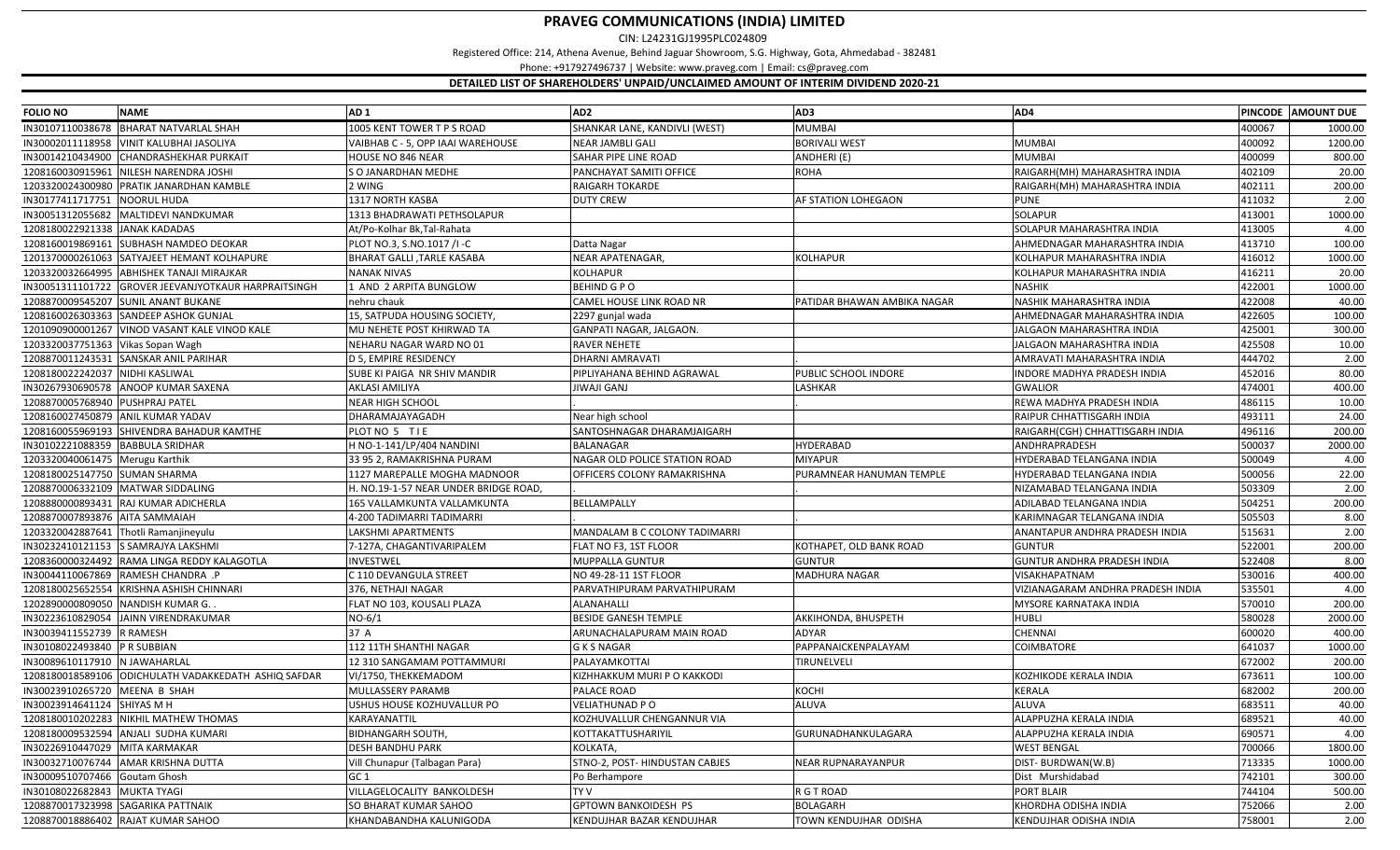# PRAVEG COMMUNICATIONS (INDIA) LIMITED

CIN: L24231GJ1995PLC024809

Registered Office: 214, Athena Avenue, Behind Jaguar Showroom, S.G. Highway, Gota, Ahmedabad - 382481

Phone: +917927496737 | Website: www.praveg.com | Email: cs@praveg.com

## DETAILED LIST OF SHAREHOLDERS' UNPAID/UNCLAIMED AMOUNT OF INTERIM DIVIDEND 2020-21

| FOLIO NO | NAME | AD 1 | AD2 | AD3 | AD4 | PINCODE | AMOUNT DUE |
|---|---|---|---|---|---|---|---|
| IN30107110038678 | BHARAT NATVARLAL SHAH | 1005 KENT TOWER T P S ROAD | SHANKAR LANE, KANDIVLI (WEST) | MUMBAI | | 400067 | 1000.00 |
| IN30002011118958 | VINIT KALUBHAI JASOLIYA | VAIBHAB C - 5, OPP IAAI WAREHOUSE | NEAR JAMBLI GALI | BORIVALI WEST | MUMBAI | 400092 | 1200.00 |
| IN30014210434900 | CHANDRASHEKHAR PURKAIT | HOUSE NO 846 NEAR | SAHAR PIPE LINE ROAD | ANDHERI (E) | MUMBAI | 400099 | 800.00 |
| 1208160030915961 | NILESH NARENDRA JOSHI | S O JANARDHAN MEDHE | PANCHAYAT SAMITI OFFICE | ROHA | RAIGARH(MH) MAHARASHTRA INDIA | 402109 | 20.00 |
| 1203320024300980 | PRATIK JANARDHAN KAMBLE | 2 WING | RAIGARH TOKARDE | | RAIGARH(MH) MAHARASHTRA INDIA | 402111 | 200.00 |
| IN30177411717751 | NOORUL HUDA | 1317 NORTH KASBA | DUTY CREW | AF STATION LOHEGAON | PUNE | 411032 | 2.00 |
| IN30051312055682 | MALTIDEVI NANDKUMAR | 1313 BHADRAWATI PETHSOLAPUR | | | SOLAPUR | 413001 | 1000.00 |
| 1208180022921338 | JANAK KADADAS | At/Po-Kolhar Bk,Tal-Rahata | | | SOLAPUR MAHARASHTRA INDIA | 413005 | 4.00 |
| 1208160019869161 | SUBHASH NAMDEO DEOKAR | PLOT NO.3, S.NO.1017 /I -C | Datta Nagar | | AHMEDNAGAR MAHARASHTRA INDIA | 413710 | 100.00 |
| 1201370000261063 | SATYAJEET HEMANT KOLHAPURE | BHARAT GALLI ,TARLE KASABA | NEAR APATENAGAR, | KOLHAPUR | KOLHAPUR MAHARASHTRA INDIA | 416012 | 1000.00 |
| 1203320032664995 | ABHISHEK TANAJI MIRAJKAR | NANAK NIVAS | KOLHAPUR | | KOLHAPUR MAHARASHTRA INDIA | 416211 | 20.00 |
| IN30051311101722 | GROVER JEEVANJYOTKAUR HARPRAITSINGH | 1 AND 2 ARPITA BUNGLOW | BEHIND G P O | | NASHIK | 422001 | 1000.00 |
| 1208870009545207 | SUNIL ANANT BUKANE | nehru chauk | CAMEL HOUSE LINK ROAD NR | PATIDAR BHAWAN AMBIKA NAGAR | NASHIK MAHARASHTRA INDIA | 422008 | 40.00 |
| 1208160026303363 | SANDEEP ASHOK GUNJAL | 15, SATPUDA HOUSING SOCIETY, | 2297 gunjal wada | | AHMEDNAGAR MAHARASHTRA INDIA | 422605 | 100.00 |
| 1201090900001267 | VINOD VASANT KALE VINOD KALE | MU NEHETE POST KHIRWAD TA | GANPATI NAGAR, JALGAON. | | JALGAON MAHARASHTRA INDIA | 425001 | 300.00 |
| 1203320037751363 | Vikas Sopan Wagh | NEHARU NAGAR WARD NO 01 | RAVER NEHETE | | JALGAON MAHARASHTRA INDIA | 425508 | 10.00 |
| 1208870011243531 | SANSKAR ANIL PARIHAR | D 5, EMPIRE RESIDENCY | DHARNI AMRAVATI | . | AMRAVATI MAHARASHTRA INDIA | 444702 | 2.00 |
| 1208180022242037 | NIDHI KASLIWAL | SUBE KI PAIGA NR SHIV MANDIR | PIPLIYAHANA BEHIND AGRAWAL | PUBLIC SCHOOL INDORE | INDORE MADHYA PRADESH INDIA | 452016 | 80.00 |
| IN30267930690578 | ANOOP KUMAR SAXENA | AKLASI AMILIYA | JIWAJI GANJ | LASHKAR | GWALIOR | 474001 | 400.00 |
| 1208870005768940 | PUSHPRAJ PATEL | NEAR HIGH SCHOOL | . | . | REWA MADHYA PRADESH INDIA | 486115 | 10.00 |
| 1208160027450879 | ANIL KUMAR YADAV | DHARAMAJAYAGADH | Near high school | | RAIPUR CHHATTISGARH INDIA | 493111 | 24.00 |
| 1208160055969193 | SHIVENDRA BAHADUR KAMTHE | PLOT NO 5 T I E | SANTOSHNAGAR DHARAMJAIGARH | | RAIGARH(CGH) CHHATTISGARH INDIA | 496116 | 200.00 |
| IN30102221088359 | BABBULA SRIDHAR | H NO-1-141/LP/404 NANDINI | BALANAGAR | HYDERABAD | ANDHRAPRADESH | 500037 | 2000.00 |
| 1203320040061475 | Merugu Karthik | 33 95 2, RAMAKRISHNA PURAM | NAGAR OLD POLICE STATION ROAD | MIYAPUR | HYDERABAD TELANGANA INDIA | 500049 | 4.00 |
| 1208180025147750 | SUMAN SHARMA | 1127 MAREPALLE MOGHA MADNOOR | OFFICERS COLONY RAMAKRISHNA | PURAMNEAR HANUMAN TEMPLE | HYDERABAD TELANGANA INDIA | 500056 | 22.00 |
| 1208870006332109 | MATWAR SIDDALING | H. NO.19-1-57 NEAR UNDER BRIDGE ROAD, | . | . | NIZAMABAD TELANGANA INDIA | 503309 | 2.00 |
| 1208880000893431 | RAJ KUMAR ADICHERLA | 165 VALLAMKUNTA VALLAMKUNTA | BELLAMPALLY | | ADILABAD TELANGANA INDIA | 504251 | 200.00 |
| 1208870007893876 | AITA SAMMAIAH | 4-200 TADIMARRI TADIMARRI | . | . | KARIMNAGAR TELANGANA INDIA | 505503 | 8.00 |
| 1203320042887641 | Thotli Ramanjineyulu | LAKSHMI APARTMENTS | MANDALAM B C COLONY TADIMARRI | | ANANTAPUR ANDHRA PRADESH INDIA | 515631 | 2.00 |
| IN30232410121153 | S SAMRAJYA LAKSHMI | 7-127A, CHAGANTIVARIPALEM | FLAT NO F3, 1ST FLOOR | KOTHAPET, OLD BANK ROAD | GUNTUR | 522001 | 200.00 |
| 1208360000324492 | RAMA LINGA REDDY KALAGOTLA | INVESTWEL | MUPPALLA GUNTUR | GUNTUR | GUNTUR ANDHRA PRADESH INDIA | 522408 | 8.00 |
| IN30044110067869 | RAMESH CHANDRA .P | C 110 DEVANGULA STREET | NO 49-28-11 1ST FLOOR | MADHURA NAGAR | VISAKHAPATNAM | 530016 | 400.00 |
| 1208180025652554 | KRISHNA ASHISH CHINNARI | 376, NETHAJI NAGAR | PARVATHIPURAM PARVATHIPURAM | | VIZIANAGARAM ANDHRA PRADESH INDIA | 535501 | 4.00 |
| 1202890000809050 | NANDISH KUMAR G. . | FLAT NO 103, KOUSALI PLAZA | ALANAHALLI | | MYSORE KARNATAKA INDIA | 570010 | 200.00 |
| IN30223610829054 | JAINN VIRENDRAKUMAR | NO-6/1 | BESIDE GANESH TEMPLE | AKKIHONDA, BHUSPETH | HUBLI | 580028 | 2000.00 |
| IN30039411552739 | R RAMESH | 37 A | ARUNACHALAPURAM MAIN ROAD | ADYAR | CHENNAI | 600020 | 400.00 |
| IN30108022493840 | P R SUBBIAN | 112 11TH SHANTHI NAGAR | G K S NAGAR | PAPPANAICKENPALAYAM | COIMBATORE | 641037 | 1000.00 |
| IN30089610117910 | N JAWAHARLAL | 12 310 SANGAMAM POTTAMMURI | PALAYAMKOTTAI | TIRUNELVELI | | 672002 | 200.00 |
| 1208180018589106 | ODICHULATH VADAKKEDATH ASHIQ SAFDAR | VI/1750, THEKKEMADOM | KIZHHAKKUM MURI P O KAKKODI | | KOZHIKODE KERALA INDIA | 673611 | 100.00 |
| IN30023910265720 | MEENA B SHAH | MULLASSERY PARAMB | PALACE ROAD | KOCHI | KERALA | 682002 | 200.00 |
| IN30023914641124 | SHIYAS M H | USHUS HOUSE KOZHUVALLUR PO | VELIATHUNAD P O | ALUVA | ALUVA | 683511 | 40.00 |
| 1208180010202283 | NIKHIL MATHEW THOMAS | KARAYANATTIL | KOZHUVALLUR CHENGANNUR VIA | | ALAPPUZHA KERALA INDIA | 689521 | 40.00 |
| 1208180009532594 | ANJALI SUDHA KUMARI | BIDHANGARH SOUTH, | KOTTAKATTUSHARIYIL | GURUNADHANKULAGARA | ALAPPUZHA KERALA INDIA | 690571 | 4.00 |
| IN30226910447029 | MITA KARMAKAR | DESH BANDHU PARK | KOLKATA, | | WEST BENGAL | 700066 | 1800.00 |
| IN30032710076744 | AMAR KRISHNA DUTTA | Vill Chunapur (Talbagan Para) | STNO-2, POST- HINDUSTAN CABJES | NEAR RUPNARAYANPUR | DIST- BURDWAN(W.B) | 713335 | 1000.00 |
| IN30009510707466 | Goutam Ghosh | GC 1 | Po Berhampore | | Dist Murshidabad | 742101 | 300.00 |
| IN30108022682843 | MUKTA TYAGI | VILLAGELOCALITY BANKOLDESH | TY V | R G T ROAD | PORT BLAIR | 744104 | 500.00 |
| 1208870017323998 | SAGARIKA PATTNAIK | SO BHARAT KUMAR SAHOO | GPTOWN BANKOIDESH PS | BOLAGARH | KHORDHA ODISHA INDIA | 752066 | 2.00 |
| 1208870018886402 | RAJAT KUMAR SAHOO | KHANDABANDHA KALUNIGODA | KENDUJHAR BAZAR KENDUJHAR | TOWN KENDUJHAR ODISHA | KENDUJHAR ODISHA INDIA | 758001 | 2.00 |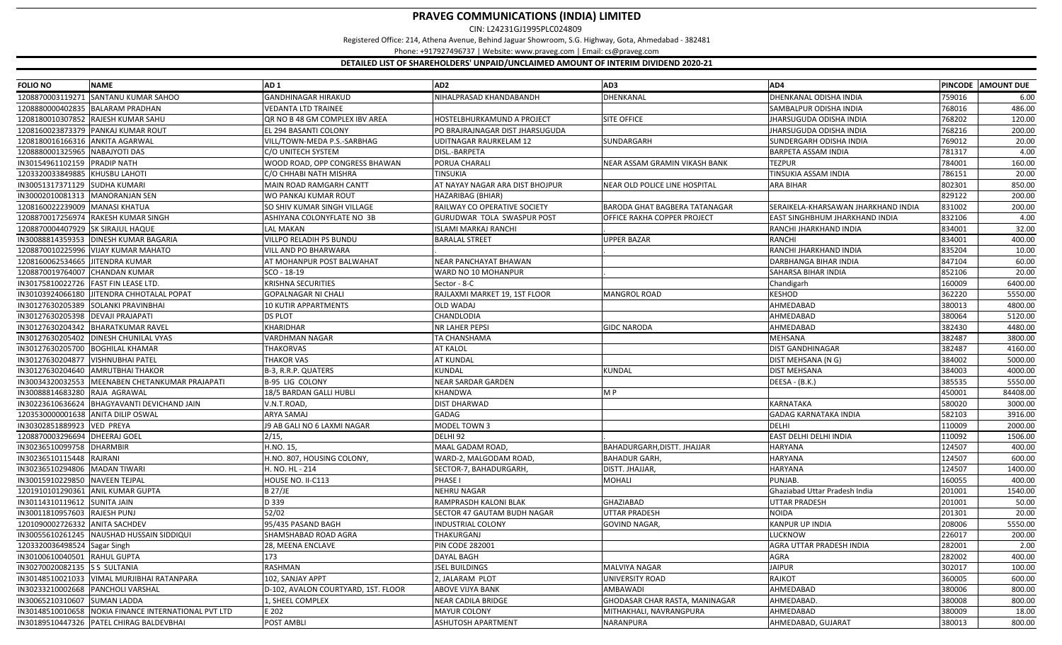# PRAVEG COMMUNICATIONS (INDIA) LIMITED

CIN: L24231GJ1995PLC024809

Registered Office: 214, Athena Avenue, Behind Jaguar Showroom, S.G. Highway, Gota, Ahmedabad - 382481

Phone: +917927496737 | Website: www.praveg.com | Email: cs@praveg.com

## DETAILED LIST OF SHAREHOLDERS' UNPAID/UNCLAIMED AMOUNT OF INTERIM DIVIDEND 2020-21

| FOLIO NO | NAME | AD 1 | AD2 | AD3 | AD4 | PINCODE | AMOUNT DUE |
|---|---|---|---|---|---|---|---|
| 1208870003119271 | SANTANU KUMAR SAHOO | GANDHINAGAR HIRAKUD | NIHALPRASAD KHANDABANDH | DHENKANAL | DHENKANAL ODISHA INDIA | 759016 | 6.00 |
| 1208880000402835 | BALARAM PRADHAN | VEDANTA LTD TRAINEE | | | SAMBALPUR ODISHA INDIA | 768016 | 486.00 |
| 1208180010307852 | RAJESH KUMAR SAHU | QR NO B 48 GM COMPLEX IBV AREA | HOSTELBHURKAMUND A PROJECT | SITE OFFICE | JHARSUGUDA ODISHA INDIA | 768202 | 120.00 |
| 1208160023873379 | PANKAJ KUMAR ROUT | EL 294 BASANTI COLONY | PO BRAJRAJNAGAR DIST JHARSUGUDA | | JHARSUGUDA ODISHA INDIA | 768216 | 200.00 |
| 1208180016166316 | ANKITA AGARWAL | VILL/TOWN-MEDA P.S.-SARBHAG | UDITNAGAR RAURKELAM 12 | SUNDARGARH | SUNDERGARH ODISHA INDIA | 769012 | 20.00 |
| 1208880001325965 | NABAJYOTI DAS | C/O UNITECH SYSTEM | DISL.-BARPETA | | BARPETA ASSAM INDIA | 781317 | 4.00 |
| IN30154961102159 | PRADIP NATH | WOOD ROAD, OPP CONGRESS BHAWAN | PORUA CHARALI | NEAR ASSAM GRAMIN VIKASH BANK | TEZPUR | 784001 | 160.00 |
| 1203320033849885 | KHUSBU LAHOTI | C/O CHHABI NATH MISHRA | TINSUKIA | | TINSUKIA ASSAM INDIA | 786151 | 20.00 |
| IN30051317371129 | SUDHA KUMARI | MAIN ROAD RAMGARH CANTT | AT NAYAY NAGAR ARA DIST BHOJPUR | NEAR OLD POLICE LINE HOSPITAL | ARA BIHAR | 802301 | 850.00 |
| IN30002010081313 | MANORANJAN SEN | WO PANKAJ KUMAR ROUT | HAZARIBAG (BHIAR) | | | 829122 | 200.00 |
| 1208160022239009 | MANASI KHATUA | SO SHIV KUMAR SINGH VILLAGE | RAILWAY CO OPERATIVE SOCIETY | BARODA GHAT BAGBERA TATANAGAR | SERAIKELA-KHARSAWAN JHARKHAND INDIA | 831002 | 200.00 |
| 1208870017256974 | RAKESH KUMAR SINGH | ASHIYANA COLONYFLATE NO 3B | GURUDWAR TOLA SWASPUR POST | OFFICE RAKHA COPPER PROJECT | EAST SINGHBHUM JHARKHAND INDIA | 832106 | 4.00 |
| 1208870004407929 | SK SIRAJUL HAQUE | LAL MAKAN | ISLAMI MARKAJ RANCHI | . | RANCHI JHARKHAND INDIA | 834001 | 32.00 |
| IN30088814359353 | DINESH KUMAR BAGARIA | VILLPO RELADIH PS BUNDU | BARALAL STREET | UPPER BAZAR | RANCHI | 834001 | 400.00 |
| 1208870010225996 | VIJAY KUMAR MAHATO | VILL AND PO BHARWARA | . | . | RANCHI JHARKHAND INDIA | 835204 | 10.00 |
| 1208160062534665 | JITENDRA KUMAR | AT MOHANPUR POST BALWAHAT | NEAR PANCHAYAT BHAWAN | | DARBHANGA BIHAR INDIA | 847104 | 60.00 |
| 1208870019764007 | CHANDAN KUMAR | SCO - 18-19 | WARD NO 10 MOHANPUR | . | SAHARSA BIHAR INDIA | 852106 | 20.00 |
| IN30175810022726 | FAST FIN LEASE LTD. | KRISHNA SECURITIES | Sector - 8-C | | Chandigarh | 160009 | 6400.00 |
| IN30103924066180 | JITENDRA CHHOTALAL POPAT | GOPALNAGAR NI CHALI | RAJLAXMI MARKET 19, 1ST FLOOR | MANGROL ROAD | KESHOD | 362220 | 5550.00 |
| IN30127630205389 | SOLANKI PRAVINBHAI | 10 KUTIR APPARTMENTS | OLD WADAJ | | AHMEDABAD | 380013 | 4800.00 |
| IN30127630205398 | DEVAJI PRAJAPATI | DS PLOT | CHANDLODIA | | AHMEDABAD | 380064 | 5120.00 |
| IN30127630204342 | BHARATKUMAR RAVEL | KHARIDHAR | NR LAHER PEPSI | GIDC NARODA | AHMEDABAD | 382430 | 4480.00 |
| IN30127630205402 | DINESH CHUNILAL VYAS | VARDHMAN NAGAR | TA CHANSHAMA | | MEHSANA | 382487 | 3800.00 |
| IN30127630205700 | BOGHILAL KHAMAR | THAKORVAS | AT KALOL | | DIST GANDHINAGAR | 382487 | 4160.00 |
| IN30127630204877 | VISHNUBHAI PATEL | THAKOR VAS | AT KUNDAL | | DIST MEHSANA (N G) | 384002 | 5000.00 |
| IN30127630204640 | AMRUTBHAI THAKOR | B-3, R.R.P. QUATERS | KUNDAL | KUNDAL | DIST MEHSANA | 384003 | 4000.00 |
| IN30034320032553 | MEENABEN CHETANKUMAR PRAJAPATI | B-95 LIG COLONY | NEAR SARDAR GARDEN | | DEESA - (B.K.) | 385535 | 5550.00 |
| IN30088814683280 | RAJA AGRAWAL | 18/5 BARDAN GALLI HUBLI | KHANDWA | M P | | 450001 | 84408.00 |
| IN30223610636624 | BHAGYAVANTI DEVICHAND JAIN | V.N.T.ROAD, | DIST DHARWAD | | KARNATAKA | 580020 | 3000.00 |
| 1203530000001638 | ANITA DILIP OSWAL | ARYA SAMAJ | GADAG | | GADAG KARNATAKA INDIA | 582103 | 3916.00 |
| IN30302851889923 | VED PREYA | J9 AB GALI NO 6 LAXMI NAGAR | MODEL TOWN 3 | | DELHI | 110009 | 2000.00 |
| 1208870003296694 | DHEERAJ GOEL | 2/15, | DELHI 92 | . | EAST DELHI DELHI INDIA | 110092 | 1506.00 |
| IN30236510099758 | DHARMBIR | H.NO. 15, | MAAL GADAM ROAD, | BAHADURGARH,DISTT. JHAJJAR | HARYANA | 124507 | 400.00 |
| IN30236510115448 | RAJRANI | H.NO. 807, HOUSING COLONY, | WARD-2, MALGODAM ROAD, | BAHADUR GARH, | HARYANA | 124507 | 600.00 |
| IN30236510294806 | MADAN TIWARI | H. NO. HL - 214 | SECTOR-7, BAHADURGARH, | DISTT. JHAJJAR, | HARYANA | 124507 | 1400.00 |
| IN30015910229850 | NAVEEN TEJPAL | HOUSE NO. II-C113 | PHASE I | MOHALI | PUNJAB. | 160055 | 400.00 |
| 1201910101290361 | ANIL KUMAR GUPTA | B 27/JE | NEHRU NAGAR | | Ghaziabad Uttar Pradesh India | 201001 | 1540.00 |
| IN30114310119612 | SUNITA JAIN | D 339 | RAMPRASDH KALONI BLAK | GHAZIABAD | UTTAR PRADESH | 201001 | 50.00 |
| IN30011810957603 | RAJESH PUNJ | 52/02 | SECTOR 47 GAUTAM BUDH NAGAR | UTTAR PRADESH | NOIDA | 201301 | 20.00 |
| 1201090002726332 | ANITA SACHDEV | 95/435 PASAND BAGH | INDUSTRIAL COLONY | GOVIND NAGAR, | KANPUR UP INDIA | 208006 | 5550.00 |
| IN30055610261245 | NAUSHAD HUSSAIN SIDDIQUI | SHAMSHABAD ROAD AGRA | THAKURGANJ | | LUCKNOW | 226017 | 200.00 |
| 1203320036498524 | Sagar Singh | 28, MEENA ENCLAVE | PIN CODE 282001 | | AGRA UTTAR PRADESH INDIA | 282001 | 2.00 |
| IN30100610040501 | RAHUL GUPTA | 173 | DAYAL BAGH | | AGRA | 282002 | 400.00 |
| IN30270020082135 | S S SULTANIA | RASHMAN | JSEL BUILDINGS | MALVIYA NAGAR | JAIPUR | 302017 | 100.00 |
| IN30148510021033 | VIMAL MURJIBHAI RATANPARA | 102, SANJAY APPT | 2, JALARAM PLOT | UNIVERSITY ROAD | RAJKOT | 360005 | 600.00 |
| IN30233210002668 | PANCHOLI VARSHAL | D-102, AVALON COURTYARD, 1ST. FLOOR | ABOVE VIJYA BANK | AMBAWADI | AHMEDABAD | 380006 | 800.00 |
| IN30065210310607 | SUMAN LADDA | 1, SHEEL COMPLEX | NEAR CADILA BRIDGE | GHODASAR CHAR RASTA, MANINAGAR | AHMEDABAD. | 380008 | 800.00 |
| IN30148510010658 | NOKIA FINANCE INTERNATIONAL PVT LTD | E 202 | MAYUR COLONY | MITHAKHALI, NAVRANGPURA | AHMEDABAD | 380009 | 18.00 |
| IN30189510447326 | PATEL CHIRAG BALDEVBHAI | POST AMBLI | ASHUTOSH APARTMENT | NARANPURA | AHMEDABAD, GUJARAT | 380013 | 800.00 |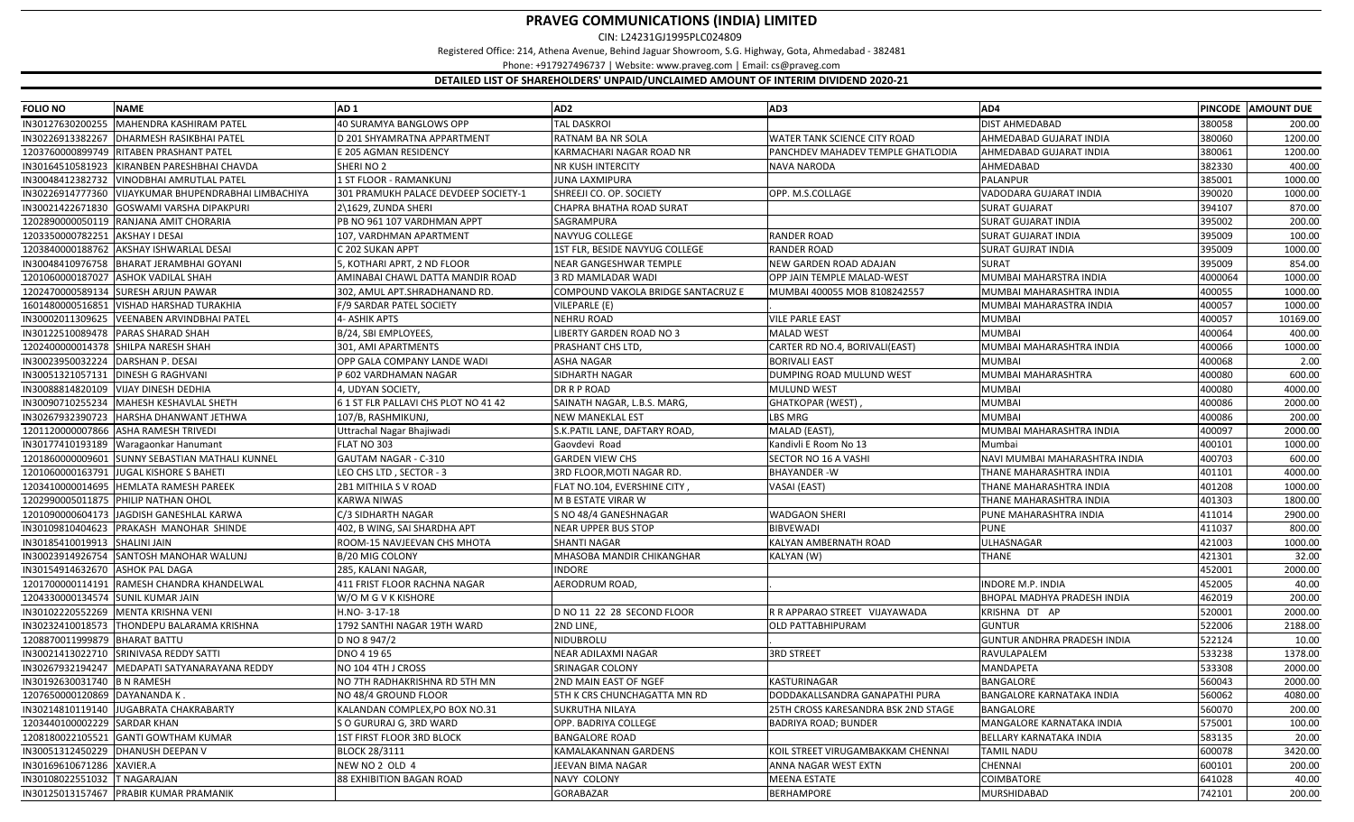# PRAVEG COMMUNICATIONS (INDIA) LIMITED

CIN: L24231GJ1995PLC024809

Registered Office: 214, Athena Avenue, Behind Jaguar Showroom, S.G. Highway, Gota, Ahmedabad - 382481

Phone: +917927496737 | Website: www.praveg.com | Email: cs@praveg.com

**DETAILED LIST OF SHAREHOLDERS' UNPAID/UNCLAIMED AMOUNT OF INTERIM DIVIDEND 2020-21**

| FOLIO NO | NAME | AD 1 | AD2 | AD3 | AD4 | PINCODE | AMOUNT DUE |
|---|---|---|---|---|---|---|---|
| IN30127630200255 | MAHENDRA KASHIRAM PATEL | 40 SURAMYA BANGLOWS OPP | TAL DASKROI | | DIST AHMEDABAD | 380058 | 200.00 |
| IN30226913382267 | DHARMESH RASIKBHAI PATEL | D 201 SHYAMRATNA APPARTMENT | RATNAM BA NR SOLA | WATER TANK SCIENCE CITY ROAD | AHMEDABAD GUJARAT INDIA | 380060 | 1200.00 |
| 1203760000899749 | RITABEN PRASHANT PATEL | E 205 AGMAN RESIDENCY | KARMACHARI NAGAR ROAD NR | PANCHDEV MAHADEV TEMPLE GHATLODIA | AHMEDABAD GUJARAT INDIA | 380061 | 1200.00 |
| IN30164510581923 | KIRANBEN PARESHBHAI CHAVDA | SHERI NO 2 | NR KUSH INTERCITY | NAVA NARODA | AHMEDABAD | 382330 | 400.00 |
| IN30048412382732 | VINODBHAI AMRUTLAL PATEL | 1 ST FLOOR - RAMANKUNJ | JUNA LAXMIPURA | | PALANPUR | 385001 | 1000.00 |
| IN30226914777360 | VIJAYKUMAR BHUPENDRABHAI LIMBACHIYA | 301 PRAMUKH PALACE DEVDEEP SOCIETY-1 | SHREEJI CO. OP. SOCIETY | OPP. M.S.COLLAGE | VADODARA GUJARAT INDIA | 390020 | 1000.00 |
| IN30021422671830 | GOSWAMI VARSHA DIPAKPURI | 2\1629, ZUNDA SHERI | CHAPRA BHATHA ROAD SURAT | | SURAT GUJARAT | 394107 | 870.00 |
| 1202890000050119 | RANJANA AMIT CHORARIA | PB NO 961 107 VARDHMAN APPT | SAGRAMPURA | | SURAT GUJARAT INDIA | 395002 | 200.00 |
| 1203350000782251 | AKSHAY I DESAI | 107, VARDHMAN APARTMENT | NAVYUG COLLEGE | RANDER ROAD | SURAT GUJARAT INDIA | 395009 | 100.00 |
| 1203840000188762 | AKSHAY ISHWARLAL DESAI | C 202 SUKAN APPT | 1ST FLR, BESIDE NAVYUG COLLEGE | RANDER ROAD | SURAT GUJRAT INDIA | 395009 | 1000.00 |
| IN30048410976758 | BHARAT JERAMBHAI GOYANI | 5, KOTHARI APRT, 2 ND FLOOR | NEAR GANGESHWAR TEMPLE | NEW GARDEN ROAD ADAJAN | SURAT | 395009 | 854.00 |
| 1201060000187027 | ASHOK VADILAL SHAH | AMINABAI CHAWL DATTA MANDIR ROAD | 3 RD MAMLADAR WADI | OPP JAIN TEMPLE MALAD-WEST | MUMBAI MAHARSTRA INDIA | 4000064 | 1000.00 |
| 1202470000589134 | SURESH ARJUN PAWAR | 302, AMUL APT.SHRADHANAND RD. | COMPOUND VAKOLA BRIDGE SANTACRUZ E | MUMBAI 400055 MOB 8108242557 | MUMBAI MAHARASHTRA INDIA | 400055 | 1000.00 |
| 1601480000516851 | VISHAD HARSHAD TURAKHIA | F/9 SARDAR PATEL SOCIETY | VILEPARLE (E) | . | MUMBAI MAHARASTRA INDIA | 400057 | 1000.00 |
| IN30002011309625 | VEENABEN ARVINDBHAI PATEL | 4- ASHIK APTS | NEHRU ROAD | VILE PARLE EAST | MUMBAI | 400057 | 10169.00 |
| IN30122510089478 | PARAS SHARAD SHAH | B/24, SBI EMPLOYEES, | LIBERTY GARDEN ROAD NO 3 | MALAD WEST | MUMBAI | 400064 | 400.00 |
| 1202400000014378 | SHILPA NARESH SHAH | 301, AMI APARTMENTS | PRASHANT CHS LTD, | CARTER RD NO.4, BORIVALI(EAST) | MUMBAI MAHARASHTRA INDIA | 400066 | 1000.00 |
| IN30023950032224 | DARSHAN P. DESAI | OPP GALA COMPANY LANDE WADI | ASHA NAGAR | BORIVALI EAST | MUMBAI | 400068 | 2.00 |
| IN30051321057131 | DINESH G RAGHVANI | P 602 VARDHAMAN NAGAR | SIDHARTH NAGAR | DUMPING ROAD MULUND WEST | MUMBAI MAHARASHTRA | 400080 | 600.00 |
| IN30088814820109 | VIJAY DINESH DEDHIA | 4, UDYAN SOCIETY, | DR R P ROAD | MULUND WEST | MUMBAI | 400080 | 4000.00 |
| IN30090710255234 | MAHESH KESHAVLAL SHETH | 6 1 ST FLR PALLAVI CHS PLOT NO 41 42 | SAINATH NAGAR, L.B.S. MARG, | GHATKOPAR (WEST) , | MUMBAI | 400086 | 2000.00 |
| IN30267932390723 | HARSHA DHANWANT JETHWA | 107/B, RASHMIKUNJ, | NEW MANEKLAL EST | LBS MRG | MUMBAI | 400086 | 200.00 |
| 1201120000007866 | ASHA RAMESH TRIVEDI | Uttrachal Nagar Bhajiwadi | S.K.PATIL LANE, DAFTARY ROAD, | MALAD (EAST), | MUMBAI MAHARASHTRA INDIA | 400097 | 2000.00 |
| IN30177410193189 | Waragaonkar Hanumant | FLAT NO 303 | Gaovdevi Road | Kandivli E Room No 13 | Mumbai | 400101 | 1000.00 |
| 1201860000009601 | SUNNY SEBASTIAN MATHALI KUNNEL | GAUTAM NAGAR - C-310 | GARDEN VIEW CHS | SECTOR NO 16 A VASHI | NAVI MUMBAI MAHARASHTRA INDIA | 400703 | 600.00 |
| 1201060000163791 | JUGAL KISHORE S BAHETI | LEO CHS LTD , SECTOR - 3 | 3RD FLOOR,MOTI NAGAR RD. | BHAYANDER -W | THANE MAHARASHTRA INDIA | 401101 | 4000.00 |
| 1203410000014695 | HEMLATA RAMESH PAREEK | 2B1 MITHILA S V ROAD | FLAT NO.104, EVERSHINE CITY , | VASAI (EAST) | THANE MAHARASHTRA INDIA | 401208 | 1000.00 |
| 1202990005011875 | PHILIP NATHAN OHOL | KARWA NIWAS | M B ESTATE VIRAR W | | THANE MAHARASHTRA INDIA | 401303 | 1800.00 |
| 1201090000604173 | JAGDISH GANESHLAL KARWA | C/3 SIDHARTH NAGAR | S NO 48/4 GANESHNAGAR | WADGAON SHERI | PUNE MAHARASHTRA INDIA | 411014 | 2900.00 |
| IN30109810404623 | PRAKASH MANOHAR SHINDE | 402, B WING, SAI SHARDHA APT | NEAR UPPER BUS STOP | BIBVEWADI | PUNE | 411037 | 800.00 |
| IN30185410019913 | SHALINI JAIN | ROOM-15 NAVJEEVAN CHS MHOTA | SHANTI NAGAR | KALYAN AMBERNATH ROAD | ULHASNAGAR | 421003 | 1000.00 |
| IN30023914926754 | SANTOSH MANOHAR WALUNJ | B/20 MIG COLONY | MHASOBA MANDIR CHIKANGHAR | KALYAN (W) | THANE | 421301 | 32.00 |
| IN30154914632670 | ASHOK PAL DAGA | 285, KALANI NAGAR, | INDORE | | | 452001 | 2000.00 |
| 1201700000114191 | RAMESH CHANDRA KHANDELWAL | 411 FRIST FLOOR RACHNA NAGAR | AERODRUM ROAD, | . | INDORE M.P. INDIA | 452005 | 40.00 |
| 1204330000134574 | SUNIL KUMAR JAIN | W/O M G V K KISHORE | | | BHOPAL MADHYA PRADESH INDIA | 462019 | 200.00 |
| IN30102220552269 | MENTA KRISHNA VENI | H.NO- 3-17-18 | D NO 11 22 28 SECOND FLOOR | R R APPARAO STREET VIJAYAWADA | KRISHNA DT AP | 520001 | 2000.00 |
| IN30232410018573 | THONDEPU BALARAMA KRISHNA | 1792 SANTHI NAGAR 19TH WARD | 2ND LINE, | OLD PATTABHIPURAM | GUNTUR | 522006 | 2188.00 |
| 1208870011999879 | BHARAT BATTU | D NO 8 947/2 | NIDUBROLU | . | GUNTUR ANDHRA PRADESH INDIA | 522124 | 10.00 |
| IN30021413022710 | SRINIVASA REDDY SATTI | DNO 4 19 65 | NEAR ADILAXMI NAGAR | 3RD STREET | RAVULAPALEM | 533238 | 1378.00 |
| IN30267932194247 | MEDAPATI SATYANARAYANA REDDY | NO 104 4TH J CROSS | SRINAGAR COLONY | | MANDAPETA | 533308 | 2000.00 |
| IN30192630031740 | B N RAMESH | NO 7TH RADHAKRISHNA RD 5TH MN | 2ND MAIN EAST OF NGEF | KASTURINAGAR | BANGALORE | 560043 | 2000.00 |
| 1207650000120869 | DAYANANDA K . | NO 48/4 GROUND FLOOR | 5TH K CRS CHUNCHAGATTA MN RD | DODDAKALLSANDRA GANAPATHI PURA | BANGALORE KARNATAKA INDIA | 560062 | 4080.00 |
| IN30214810119140 | JUGABRATA CHAKRABARTY | KALANDAN COMPLEX,PO BOX NO.31 | SUKRUTHA NILAYA | 25TH CROSS KARESANDRA BSK 2ND STAGE | BANGALORE | 560070 | 200.00 |
| 1203440100002229 | SARDAR KHAN | S O GURURAJ G, 3RD WARD | OPP. BADRIYA COLLEGE | BADRIYA ROAD; BUNDER | MANGALORE KARNATAKA INDIA | 575001 | 100.00 |
| 1208180022105521 | GANTI GOWTHAM KUMAR | 1ST FIRST FLOOR 3RD BLOCK | BANGALORE ROAD | | BELLARY KARNATAKA INDIA | 583135 | 20.00 |
| IN30051312450229 | DHANUSH DEEPAN V | BLOCK 28/3111 | KAMALAKANNAN GARDENS | KOIL STREET VIRUGAMBAKKAM CHENNAI | TAMIL NADU | 600078 | 3420.00 |
| IN30169610671286 | XAVIER.A | NEW NO 2 OLD 4 | JEEVAN BIMA NAGAR | ANNA NAGAR WEST EXTN | CHENNAI | 600101 | 200.00 |
| IN30108022551032 | T NAGARAJAN | 88 EXHIBITION BAGAN ROAD | NAVY COLONY | MEENA ESTATE | COIMBATORE | 641028 | 40.00 |
| IN30125013157467 | PRABIR KUMAR PRAMANIK | | GORABAZAR | BERHAMPORE | MURSHIDABAD | 742101 | 200.00 |